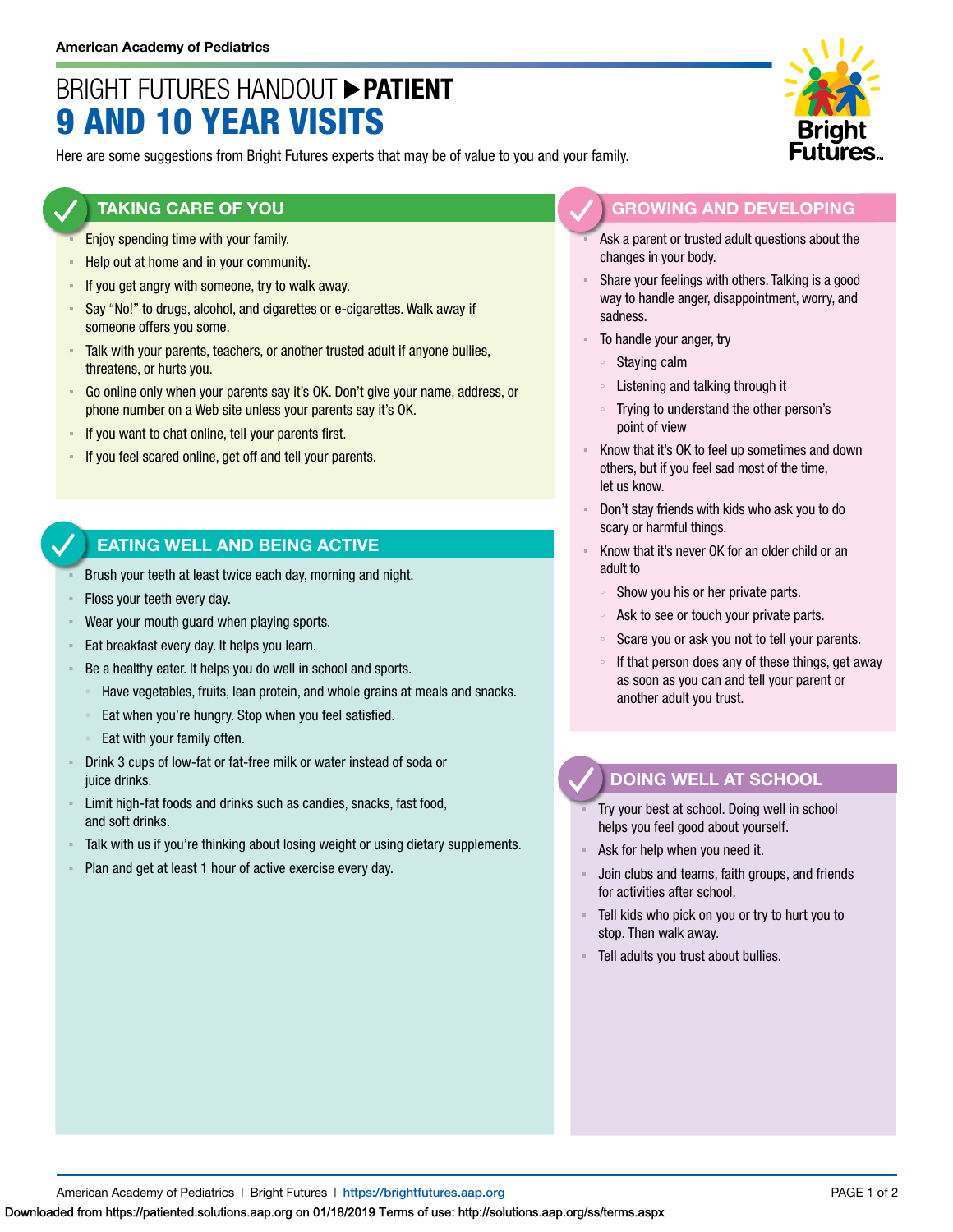American Academy of Pediatrics

# BRIGHT FUTURES HANDOUT ▶ PATIENT

# 9 AND 10 YEAR VISITS

Here are some suggestions from Bright Futures experts that may be of value to you and your family.

## TAKING CARE OF YOU

- Enjoy spending time with your family.
- Help out at home and in your community.
- If you get angry with someone, try to walk away.
- Say “No!” to drugs, alcohol, and cigarettes or e-cigarettes. Walk away if someone offers you some.
- Talk with your parents, teachers, or another trusted adult if anyone bullies, threatens, or hurts you.
- Go online only when your parents say it’s OK. Don’t give your name, address, or phone number on a Web site unless your parents say it’s OK.
- If you want to chat online, tell your parents first.
- If you feel scared online, get off and tell your parents.

## EATING WELL AND BEING ACTIVE

- Brush your teeth at least twice each day, morning and night.
- Floss your teeth every day.
- Wear your mouth guard when playing sports.
- Eat breakfast every day. It helps you learn.
- Be a healthy eater. It helps you do well in school and sports.
  - Have vegetables, fruits, lean protein, and whole grains at meals and snacks.
  - Eat when you’re hungry. Stop when you feel satisfied.
  - Eat with your family often.
- Drink 3 cups of low-fat or fat-free milk or water instead of soda or juice drinks.
- Limit high-fat foods and drinks such as candies, snacks, fast food, and soft drinks.
- Talk with us if you’re thinking about losing weight or using dietary supplements.
- Plan and get at least 1 hour of active exercise every day.

## GROWING AND DEVELOPING

- Ask a parent or trusted adult questions about the changes in your body.
- Share your feelings with others. Talking is a good way to handle anger, disappointment, worry, and sadness.
- To handle your anger, try
  - Staying calm
  - Listening and talking through it
  - Trying to understand the other person’s point of view
- Know that it’s OK to feel up sometimes and down others, but if you feel sad most of the time, let us know.
- Don’t stay friends with kids who ask you to do scary or harmful things.
- Know that it’s never OK for an older child or an adult to
  - Show you his or her private parts.
  - Ask to see or touch your private parts.
  - Scare you or ask you not to tell your parents.
  - If that person does any of these things, get away as soon as you can and tell your parent or another adult you trust.

## DOING WELL AT SCHOOL

- Try your best at school. Doing well in school helps you feel good about yourself.
- Ask for help when you need it.
- Join clubs and teams, faith groups, and friends for activities after school.
- Tell kids who pick on you or try to hurt you to stop. Then walk away.
- Tell adults you trust about bullies.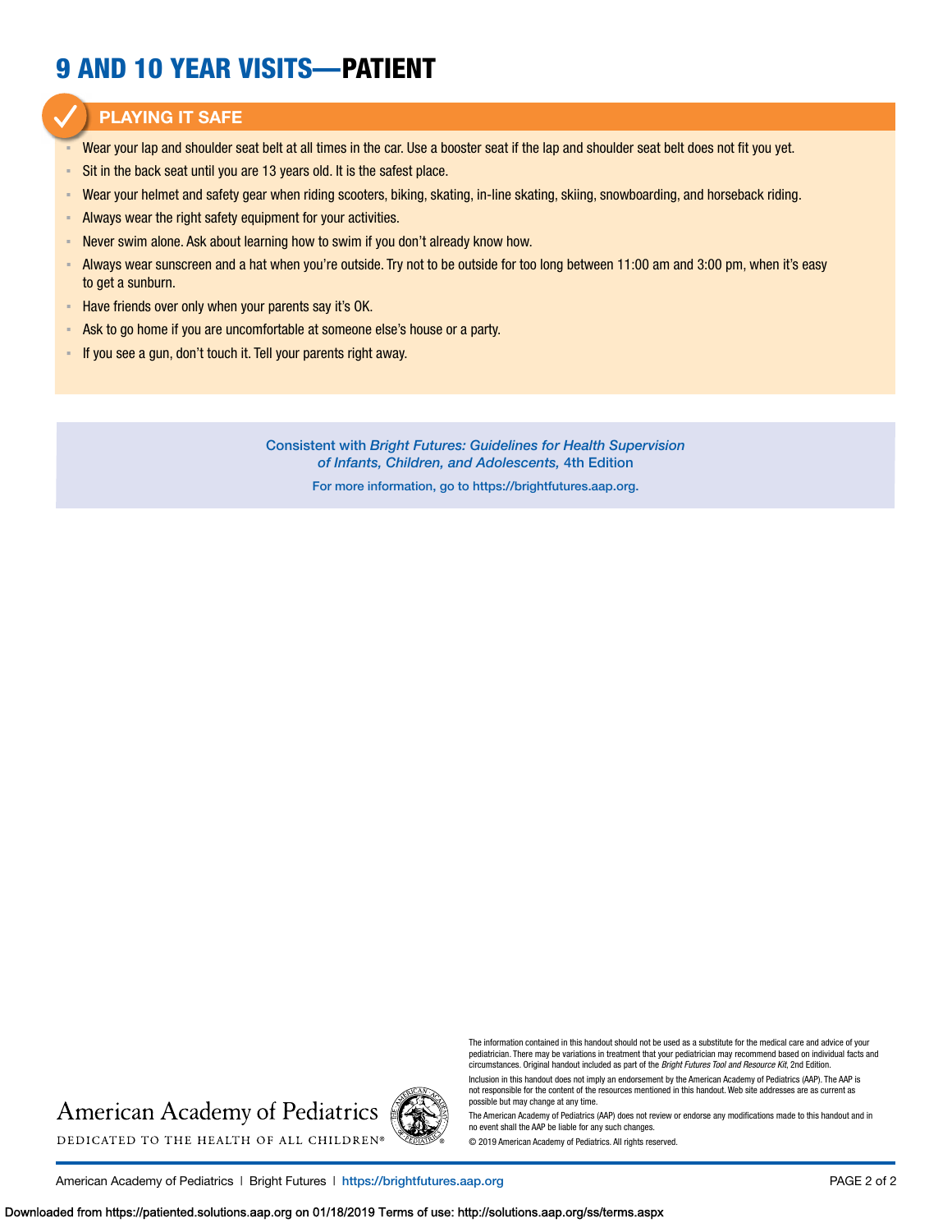# 9 AND 10 YEAR VISITS—PATIENT

## PLAYING IT SAFE

- Wear your lap and shoulder seat belt at all times in the car. Use a booster seat if the lap and shoulder seat belt does not fit you yet.
- Sit in the back seat until you are 13 years old. It is the safest place.
- Wear your helmet and safety gear when riding scooters, biking, skating, in-line skating, skiing, snowboarding, and horseback riding.
- Always wear the right safety equipment for your activities.
- Never swim alone. Ask about learning how to swim if you don't already know how.
- Always wear sunscreen and a hat when you're outside. Try not to be outside for too long between 11:00 am and 3:00 pm, when it's easy to get a sunburn.
- Have friends over only when your parents say it's OK.
- Ask to go home if you are uncomfortable at someone else's house or a party.
- If you see a gun, don't touch it. Tell your parents right away.

Consistent with *Bright Futures: Guidelines for Health Supervision of Infants, Children, and Adolescents,* 4th Edition

For more information, go to https://brightfutures.aap.org.

American Academy of Pediatrics
DEDICATED TO THE HEALTH OF ALL CHILDREN®

The information contained in this handout should not be used as a substitute for the medical care and advice of your pediatrician. There may be variations in treatment that your pediatrician may recommend based on individual facts and circumstances. Original handout included as part of the *Bright Futures Tool and Resource Kit,* 2nd Edition.

Inclusion in this handout does not imply an endorsement by the American Academy of Pediatrics (AAP). The AAP is not responsible for the content of the resources mentioned in this handout. Web site addresses are as current as possible but may change at any time.

The American Academy of Pediatrics (AAP) does not review or endorse any modifications made to this handout and in no event shall the AAP be liable for any such changes.

© 2019 American Academy of Pediatrics. All rights reserved.